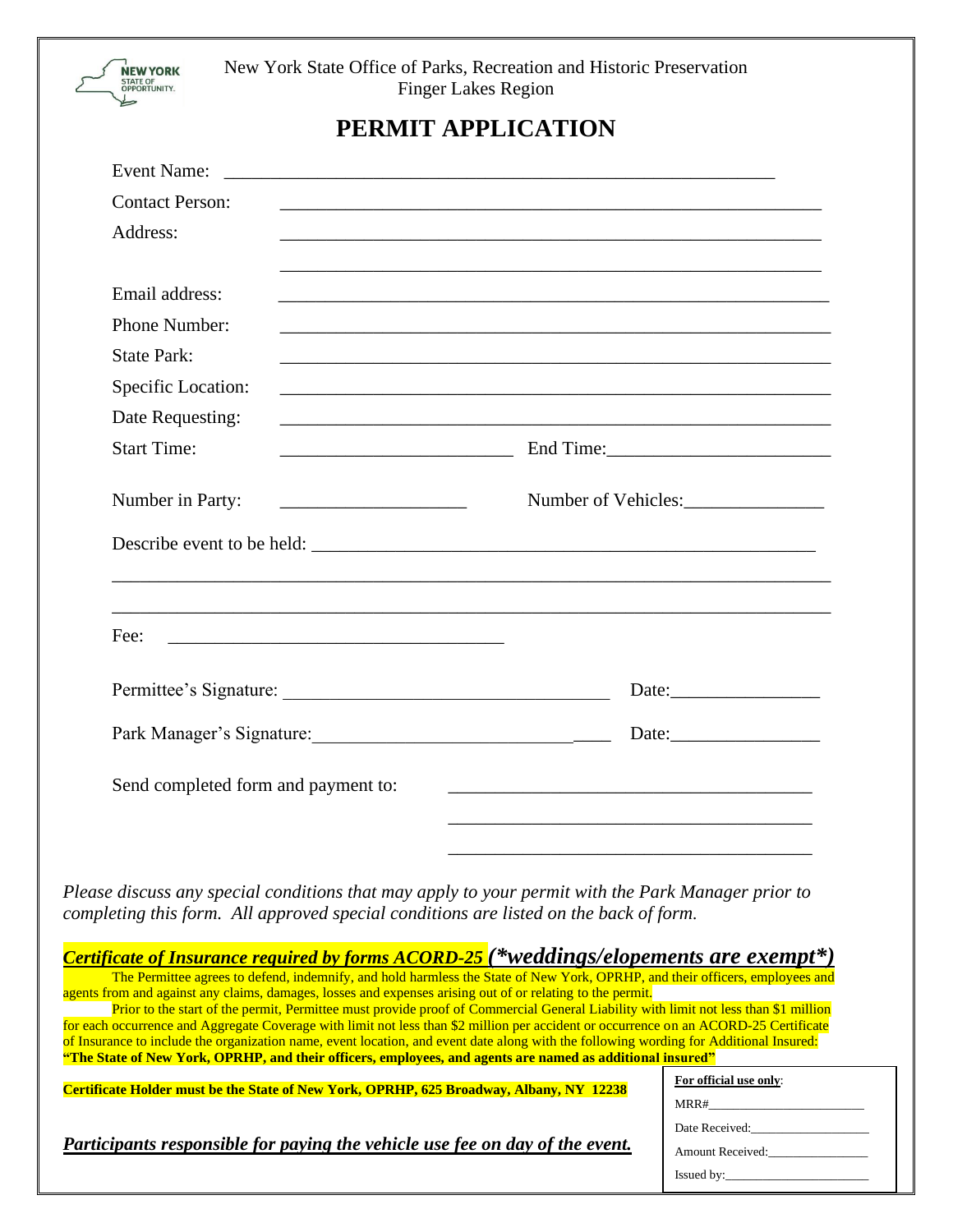New York State Office of Parks, Recreation and Historic Preservation
Finger Lakes Region

# PERMIT APPLICATION

Event Name: ______________________________________________________________

Contact Person: ______________________________________________________________

Address: ______________________________________________________________

______________________________________________________________

Email address: ______________________________________________________________

Phone Number: ______________________________________________________________

State Park: ______________________________________________________________

Specific Location: ______________________________________________________________

Date Requesting: ______________________________________________________________

Start Time: __________________________ End Time: __________________________

Number in Party: ____________________ Number of Vehicles: _______________

Describe event to be held: ______________________________________________________________

______________________________________________________________

______________________________________________________________

Fee: ____________________________________

Permittee's Signature: ___________________________________ Date: ________________

Park Manager's Signature: _________________________________ Date: ________________

Send completed form and payment to: ________________________________________

________________________________________

________________________________________

*Please discuss any special conditions that may apply to your permit with the Park Manager prior to completing this form. All approved special conditions are listed on the back of form.*

***Certificate of Insurance required by forms ACORD-25 (\*weddings/elopements are exempt\*)***

The Permittee agrees to defend, indemnify, and hold harmless the State of New York, OPRHP, and their officers, employees and agents from and against any claims, damages, losses and expenses arising out of or relating to the permit.

Prior to the start of the permit, Permittee must provide proof of Commercial General Liability with limit not less than $1 million for each occurrence and Aggregate Coverage with limit not less than $2 million per accident or occurrence on an ACORD-25 Certificate of Insurance to include the organization name, event location, and event date along with the following wording for Additional Insured: **"The State of New York, OPRHP, and their officers, employees, and agents are named as additional insured"**

**Certificate Holder must be the State of New York, OPRHP, 625 Broadway, Albany, NY 12238**

***Participants responsible for paying the vehicle use fee on day of the event.***

**For official use only**:

MRR#________________________

Date Received:__________________

Amount Received:________________

Issued by:______________________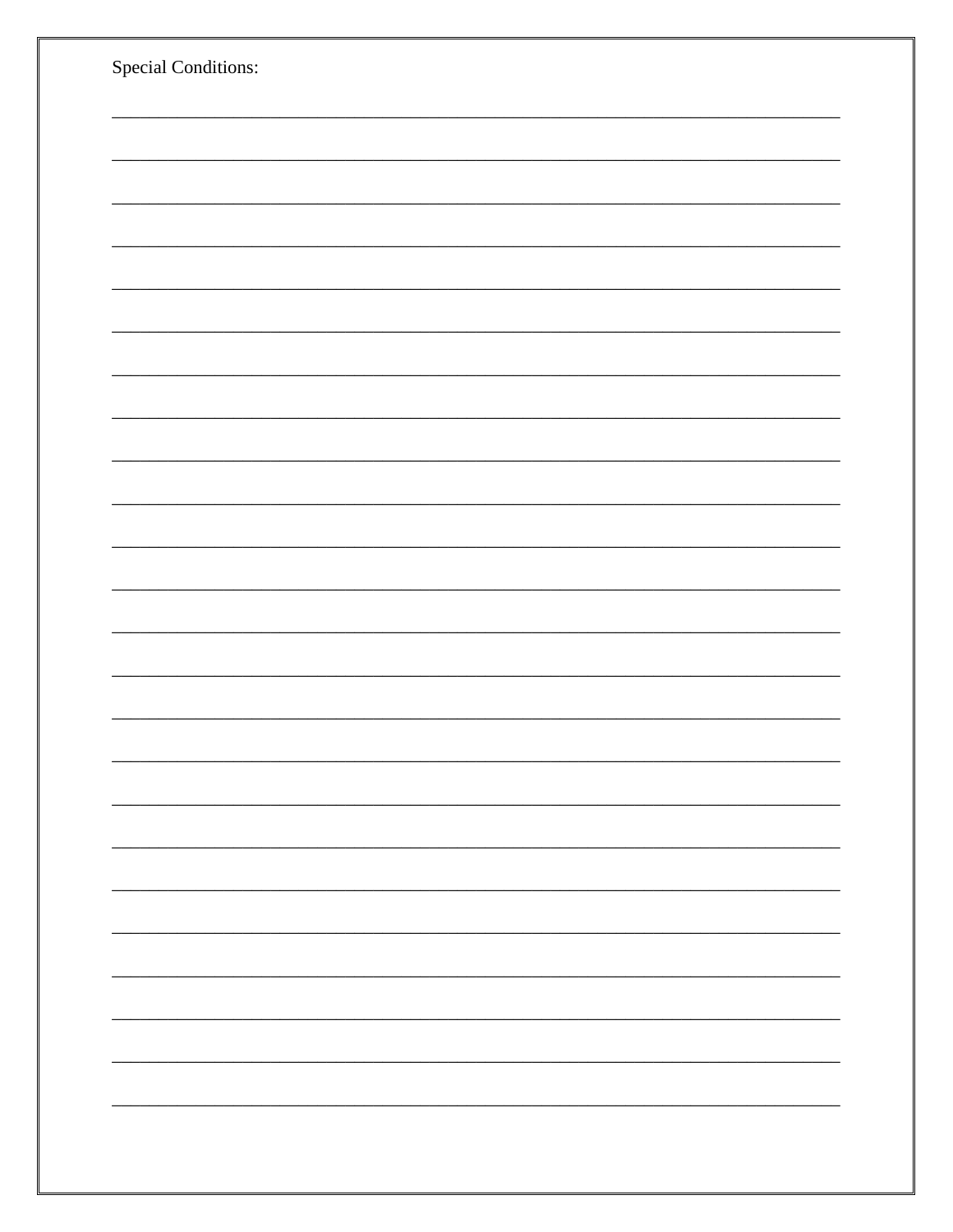Special Conditions:

_____________________________________________________________________________

_____________________________________________________________________________

_____________________________________________________________________________

_____________________________________________________________________________

_____________________________________________________________________________

_____________________________________________________________________________

_____________________________________________________________________________

_____________________________________________________________________________

_____________________________________________________________________________

_____________________________________________________________________________

_____________________________________________________________________________

_____________________________________________________________________________

_____________________________________________________________________________

_____________________________________________________________________________

_____________________________________________________________________________

_____________________________________________________________________________

_____________________________________________________________________________

_____________________________________________________________________________

_____________________________________________________________________________

_____________________________________________________________________________

_____________________________________________________________________________

_____________________________________________________________________________

_____________________________________________________________________________

_____________________________________________________________________________